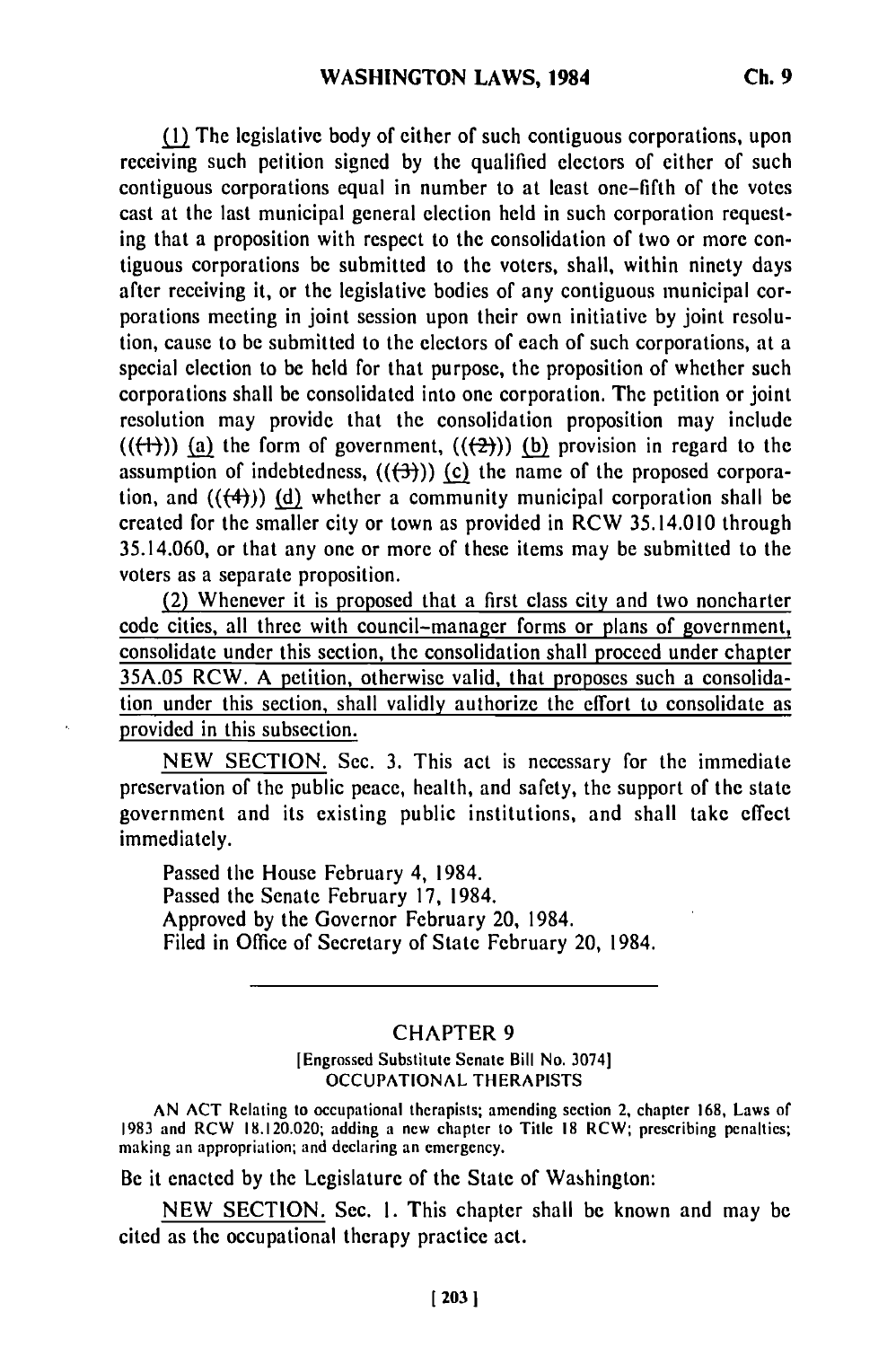(1) The legislative body of either of such contiguous corporations, upon receiving such petition signed by the qualified electors of either of such contiguous corporations equal in number to at least one-fifth of the votes cast at the last municipal general election held in such corporation requesting that a proposition with respect to the consolidation of two or more contiguous corporations be submitted to the voters, shall, within ninety days after receiving it, or the legislative bodies of any contiguous municipal corporations meeting in joint session upon their own initiative by joint resolution, cause to be submitted to the electors of each of such corporations, at a special election to be held for that purpose, the proposition of whether such corporations shall be consolidated into one corporation. The petition or joint resolution may provide that the consolidation proposition may include (((1))) (a) the form of government, (((2))) (b) provision in regard to the assumption of indebtedness, (((3))) (c) the name of the proposed corporation, and (((4))) (d) whether a community municipal corporation shall be created for the smaller city or town as provided in RCW 35.14.010 through 35.14.060, or that any one or more of these items may be submitted to the voters as a separate proposition.

(2) Whenever it is proposed that a first class city and two noncharter code cities, all three with council-manager forms or plans of government, consolidate under this section, the consolidation shall proceed under chapter 35A.05 RCW. A petition, otherwise valid, that proposes such a consolidation under this section, shall validly authorize the effort to consolidate as provided in this subsection.

NEW SECTION. Sec. 3. This act is necessary for the immediate preservation of the public peace, health, and safety, the support of the state government and its existing public institutions, and shall take effect immediately.

Passed the House February 4, 1984.
Passed the Senate February 17, 1984.
Approved by the Governor February 20, 1984.
Filed in Office of Secretary of State February 20, 1984.

---

## CHAPTER 9

[Engrossed Substitute Senate Bill No. 3074]
OCCUPATIONAL THERAPISTS

AN ACT Relating to occupational therapists; amending section 2, chapter 168, Laws of 1983 and RCW 18.120.020; adding a new chapter to Title 18 RCW; prescribing penalties; making an appropriation; and declaring an emergency.

Be it enacted by the Legislature of the State of Washington:

NEW SECTION. Sec. 1. This chapter shall be known and may be cited as the occupational therapy practice act.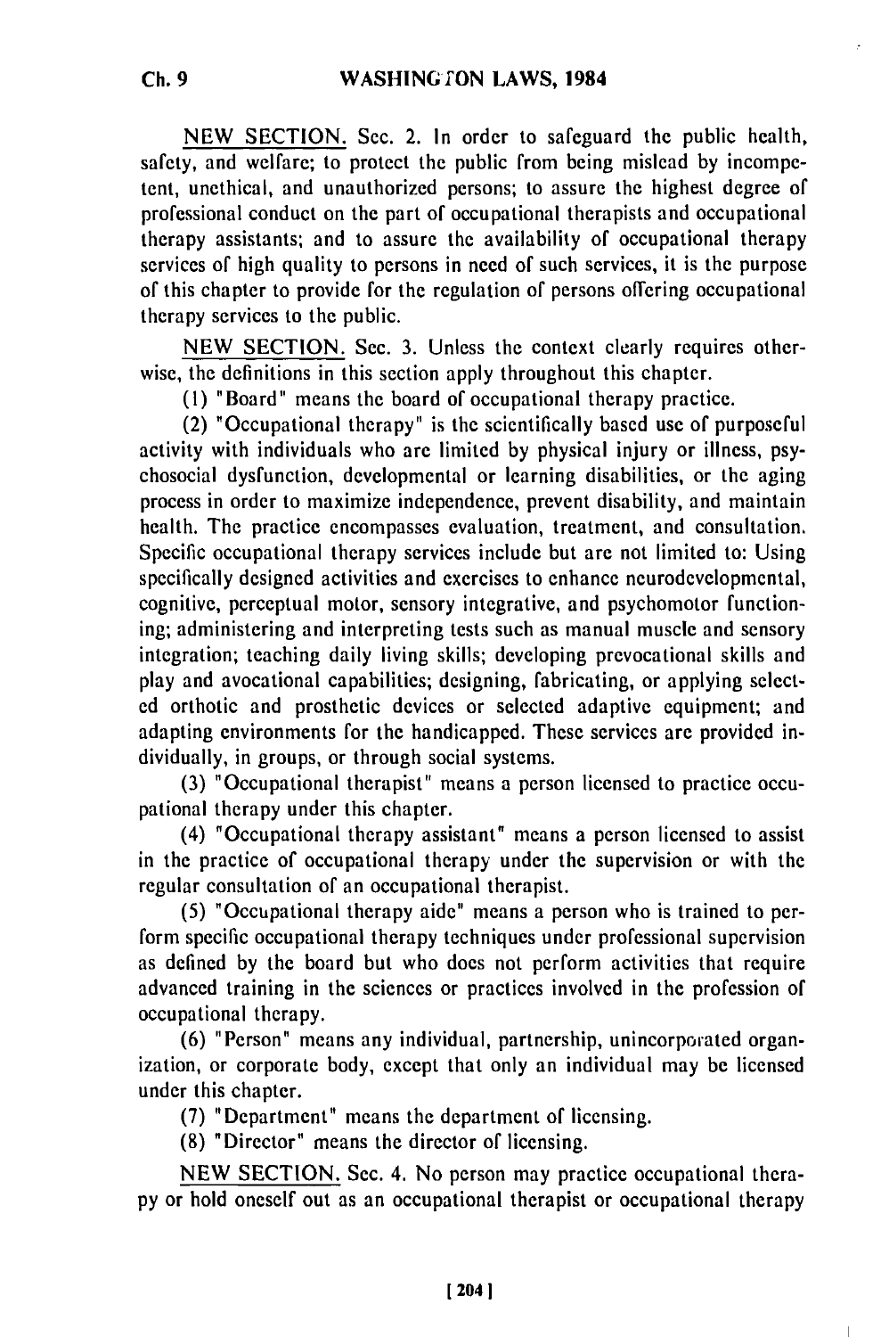NEW SECTION. Sec. 2. In order to safeguard the public health, safety, and welfare; to protect the public from being mislead by incompetent, unethical, and unauthorized persons; to assure the highest degree of professional conduct on the part of occupational therapists and occupational therapy assistants; and to assure the availability of occupational therapy services of high quality to persons in need of such services, it is the purpose of this chapter to provide for the regulation of persons offering occupational therapy services to the public.

NEW SECTION. Sec. 3. Unless the context clearly requires otherwise, the definitions in this section apply throughout this chapter.

(1) "Board" means the board of occupational therapy practice.

(2) "Occupational therapy" is the scientifically based use of purposeful activity with individuals who are limited by physical injury or illness, psychosocial dysfunction, developmental or learning disabilities, or the aging process in order to maximize independence, prevent disability, and maintain health. The practice encompasses evaluation, treatment, and consultation. Specific occupational therapy services include but are not limited to: Using specifically designed activities and exercises to enhance neurodevelopmental, cognitive, perceptual motor, sensory integrative, and psychomotor functioning; administering and interpreting tests such as manual muscle and sensory integration; teaching daily living skills; developing prevocational skills and play and avocational capabilities; designing, fabricating, or applying selected orthotic and prosthetic devices or selected adaptive equipment; and adapting environments for the handicapped. These services are provided individually, in groups, or through social systems.

(3) "Occupational therapist" means a person licensed to practice occupational therapy under this chapter.

(4) "Occupational therapy assistant" means a person licensed to assist in the practice of occupational therapy under the supervision or with the regular consultation of an occupational therapist.

(5) "Occupational therapy aide" means a person who is trained to perform specific occupational therapy techniques under professional supervision as defined by the board but who does not perform activities that require advanced training in the sciences or practices involved in the profession of occupational therapy.

(6) "Person" means any individual, partnership, unincorporated organization, or corporate body, except that only an individual may be licensed under this chapter.

(7) "Department" means the department of licensing.

(8) "Director" means the director of licensing.

NEW SECTION. Sec. 4. No person may practice occupational therapy or hold oneself out as an occupational therapist or occupational therapy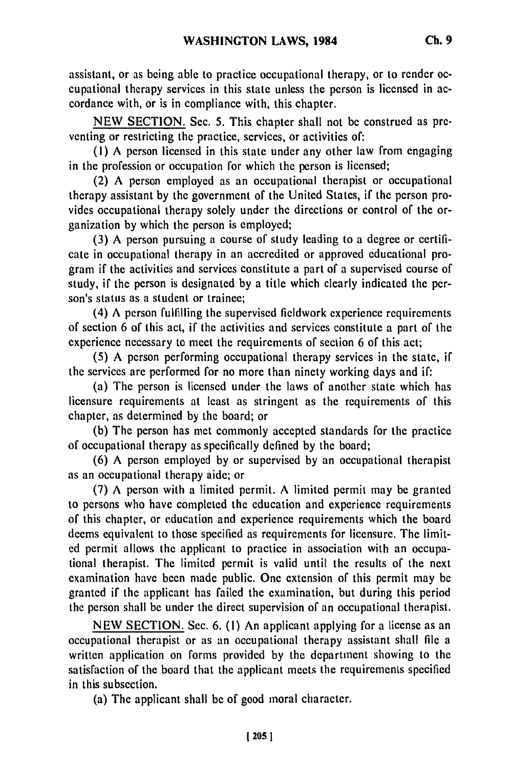assistant, or as being able to practice occupational therapy, or to render occupational therapy services in this state unless the person is licensed in accordance with, or is in compliance with, this chapter.

NEW SECTION. Sec. 5. This chapter shall not be construed as preventing or restricting the practice, services, or activities of:

(1) A person licensed in this state under any other law from engaging in the profession or occupation for which the person is licensed;

(2) A person employed as an occupational therapist or occupational therapy assistant by the government of the United States, if the person provides occupational therapy solely under the directions or control of the organization by which the person is employed;

(3) A person pursuing a course of study leading to a degree or certificate in occupational therapy in an accredited or approved educational program if the activities and services constitute a part of a supervised course of study, if the person is designated by a title which clearly indicated the person's status as a student or trainee;

(4) A person fulfilling the supervised fieldwork experience requirements of section 6 of this act, if the activities and services constitute a part of the experience necessary to meet the requirements of section 6 of this act;

(5) A person performing occupational therapy services in the state, if the services are performed for no more than ninety working days and if:

(a) The person is licensed under the laws of another state which has licensure requirements at least as stringent as the requirements of this chapter, as determined by the board; or

(b) The person has met commonly accepted standards for the practice of occupational therapy as specifically defined by the board;

(6) A person employed by or supervised by an occupational therapist as an occupational therapy aide; or

(7) A person with a limited permit. A limited permit may be granted to persons who have completed the education and experience requirements of this chapter, or education and experience requirements which the board deems equivalent to those specified as requirements for licensure. The limited permit allows the applicant to practice in association with an occupational therapist. The limited permit is valid until the results of the next examination have been made public. One extension of this permit may be granted if the applicant has failed the examination, but during this period the person shall be under the direct supervision of an occupational therapist.

NEW SECTION. Sec. 6. (1) An applicant applying for a license as an occupational therapist or as an occupational therapy assistant shall file a written application on forms provided by the department showing to the satisfaction of the board that the applicant meets the requirements specified in this subsection.

(a) The applicant shall be of good moral character.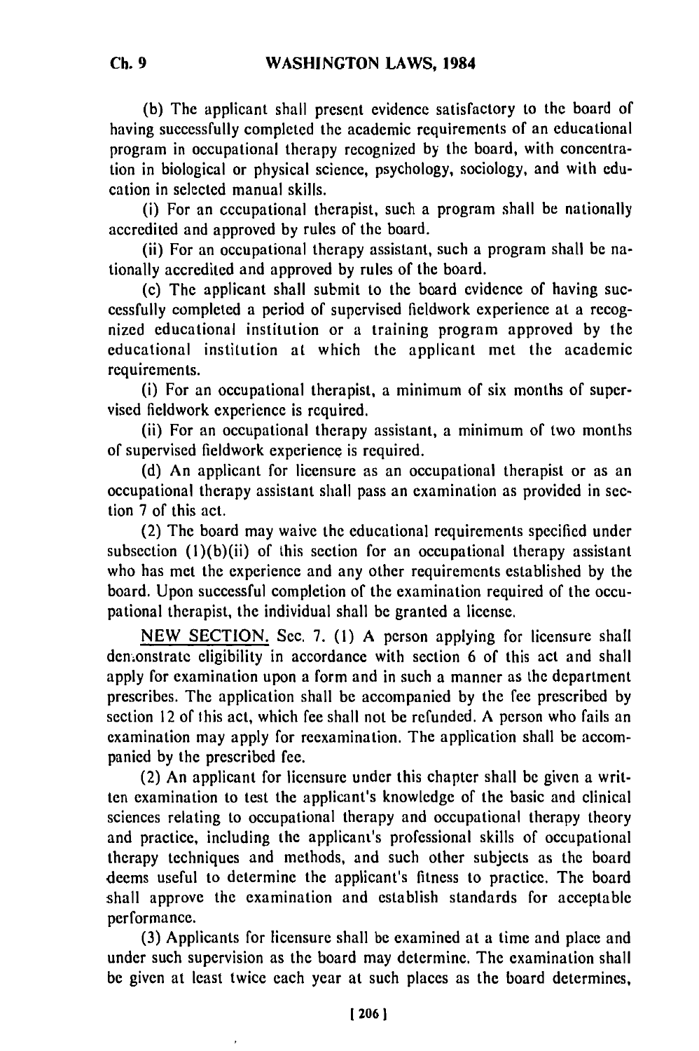(b) The applicant shall present evidence satisfactory to the board of having successfully completed the academic requirements of an educational program in occupational therapy recognized by the board, with concentration in biological or physical science, psychology, sociology, and with education in selected manual skills.

(i) For an occupational therapist, such a program shall be nationally accredited and approved by rules of the board.

(ii) For an occupational therapy assistant, such a program shall be nationally accredited and approved by rules of the board.

(c) The applicant shall submit to the board evidence of having successfully completed a period of supervised fieldwork experience at a recognized educational institution or a training program approved by the educational institution at which the applicant met the academic requirements.

(i) For an occupational therapist, a minimum of six months of supervised fieldwork experience is required.

(ii) For an occupational therapy assistant, a minimum of two months of supervised fieldwork experience is required.

(d) An applicant for licensure as an occupational therapist or as an occupational therapy assistant shall pass an examination as provided in section 7 of this act.

(2) The board may waive the educational requirements specified under subsection (1)(b)(ii) of this section for an occupational therapy assistant who has met the experience and any other requirements established by the board. Upon successful completion of the examination required of the occupational therapist, the individual shall be granted a license.

NEW SECTION. Sec. 7. (1) A person applying for licensure shall demonstrate eligibility in accordance with section 6 of this act and shall apply for examination upon a form and in such a manner as the department prescribes. The application shall be accompanied by the fee prescribed by section 12 of this act, which fee shall not be refunded. A person who fails an examination may apply for reexamination. The application shall be accompanied by the prescribed fee.

(2) An applicant for licensure under this chapter shall be given a written examination to test the applicant's knowledge of the basic and clinical sciences relating to occupational therapy and occupational therapy theory and practice, including the applicant's professional skills of occupational therapy techniques and methods, and such other subjects as the board deems useful to determine the applicant's fitness to practice. The board shall approve the examination and establish standards for acceptable performance.

(3) Applicants for licensure shall be examined at a time and place and under such supervision as the board may determine. The examination shall be given at least twice each year at such places as the board determines,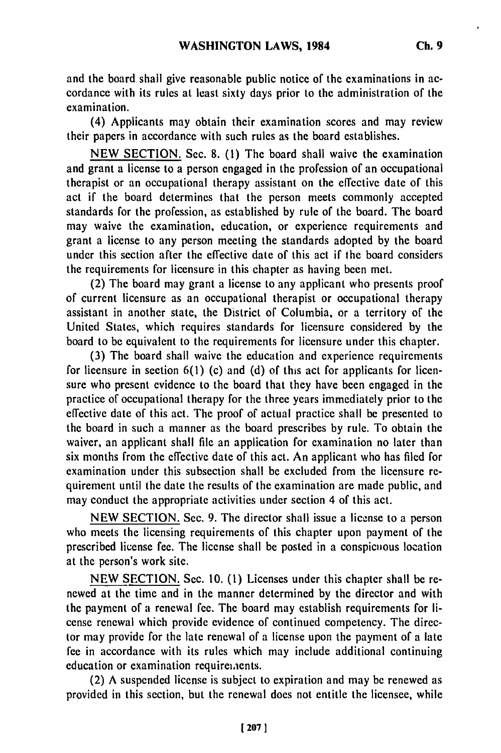and the board shall give reasonable public notice of the examinations in accordance with its rules at least sixty days prior to the administration of the examination.

(4) Applicants may obtain their examination scores and may review their papers in accordance with such rules as the board establishes.

NEW SECTION. Sec. 8. (1) The board shall waive the examination and grant a license to a person engaged in the profession of an occupational therapist or an occupational therapy assistant on the effective date of this act if the board determines that the person meets commonly accepted standards for the profession, as established by rule of the board. The board may waive the examination, education, or experience requirements and grant a license to any person meeting the standards adopted by the board under this section after the effective date of this act if the board considers the requirements for licensure in this chapter as having been met.

(2) The board may grant a license to any applicant who presents proof of current licensure as an occupational therapist or occupational therapy assistant in another state, the District of Columbia, or a territory of the United States, which requires standards for licensure considered by the board to be equivalent to the requirements for licensure under this chapter.

(3) The board shall waive the education and experience requirements for licensure in section 6(1) (c) and (d) of this act for applicants for licensure who present evidence to the board that they have been engaged in the practice of occupational therapy for the three years immediately prior to the effective date of this act. The proof of actual practice shall be presented to the board in such a manner as the board prescribes by rule. To obtain the waiver, an applicant shall file an application for examination no later than six months from the effective date of this act. An applicant who has filed for examination under this subsection shall be excluded from the licensure requirement until the date the results of the examination are made public, and may conduct the appropriate activities under section 4 of this act.

NEW SECTION. Sec. 9. The director shall issue a license to a person who meets the licensing requirements of this chapter upon payment of the prescribed license fee. The license shall be posted in a conspicuous location at the person's work site.

NEW SECTION. Sec. 10. (1) Licenses under this chapter shall be renewed at the time and in the manner determined by the director and with the payment of a renewal fee. The board may establish requirements for license renewal which provide evidence of continued competency. The director may provide for the late renewal of a license upon the payment of a late fee in accordance with its rules which may include additional continuing education or examination requirements.

(2) A suspended license is subject to expiration and may be renewed as provided in this section, but the renewal does not entitle the licensee, while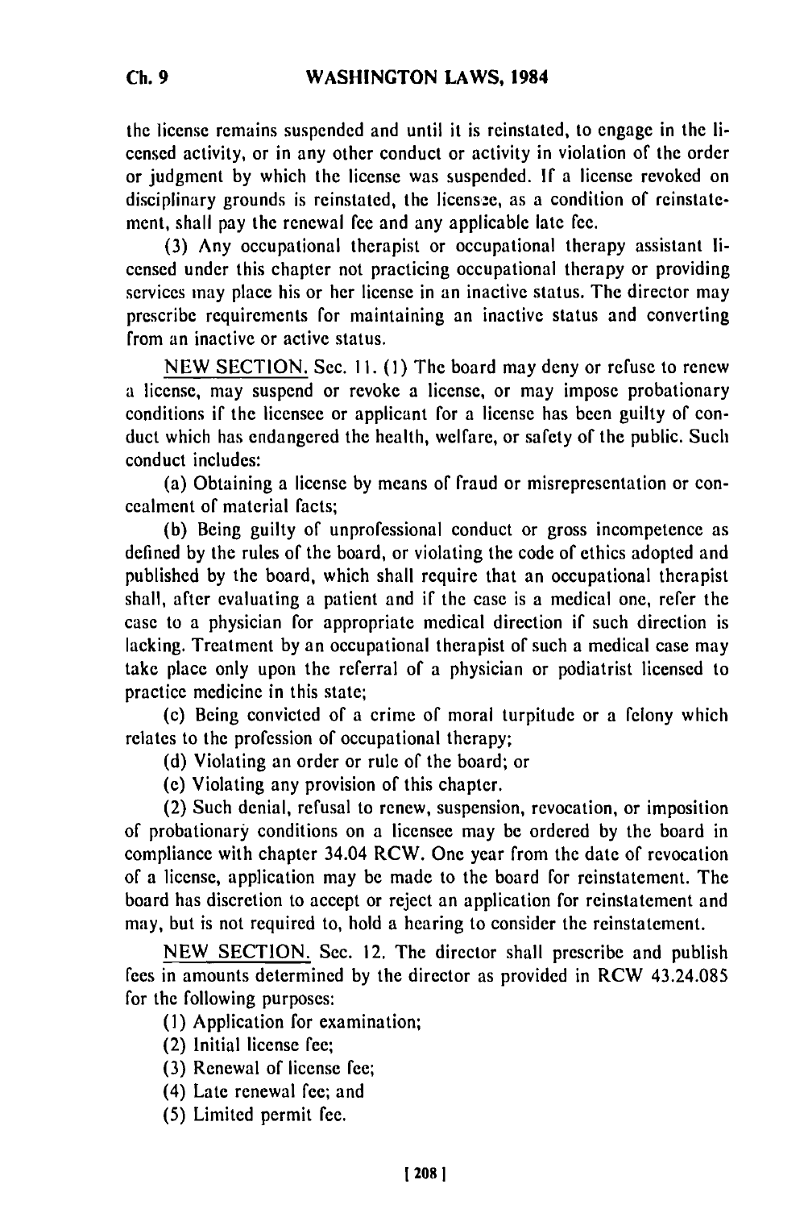the license remains suspended and until it is reinstated, to engage in the licensed activity, or in any other conduct or activity in violation of the order or judgment by which the license was suspended. If a license revoked on disciplinary grounds is reinstated, the licensee, as a condition of reinstatement, shall pay the renewal fee and any applicable late fee.

(3) Any occupational therapist or occupational therapy assistant licensed under this chapter not practicing occupational therapy or providing services may place his or her license in an inactive status. The director may prescribe requirements for maintaining an inactive status and converting from an inactive or active status.

NEW SECTION. Sec. 11. (1) The board may deny or refuse to renew a license, may suspend or revoke a license, or may impose probationary conditions if the licensee or applicant for a license has been guilty of conduct which has endangered the health, welfare, or safety of the public. Such conduct includes:

(a) Obtaining a license by means of fraud or misrepresentation or concealment of material facts;

(b) Being guilty of unprofessional conduct or gross incompetence as defined by the rules of the board, or violating the code of ethics adopted and published by the board, which shall require that an occupational therapist shall, after evaluating a patient and if the case is a medical one, refer the case to a physician for appropriate medical direction if such direction is lacking. Treatment by an occupational therapist of such a medical case may take place only upon the referral of a physician or podiatrist licensed to practice medicine in this state;

(c) Being convicted of a crime of moral turpitude or a felony which relates to the profession of occupational therapy;

(d) Violating an order or rule of the board; or

(e) Violating any provision of this chapter.

(2) Such denial, refusal to renew, suspension, revocation, or imposition of probationary conditions on a licensee may be ordered by the board in compliance with chapter 34.04 RCW. One year from the date of revocation of a license, application may be made to the board for reinstatement. The board has discretion to accept or reject an application for reinstatement and may, but is not required to, hold a hearing to consider the reinstatement.

NEW SECTION. Sec. 12. The director shall prescribe and publish fees in amounts determined by the director as provided in RCW 43.24.085 for the following purposes:

(1) Application for examination;

(2) Initial license fee;

(3) Renewal of license fee;

(4) Late renewal fee; and

(5) Limited permit fee.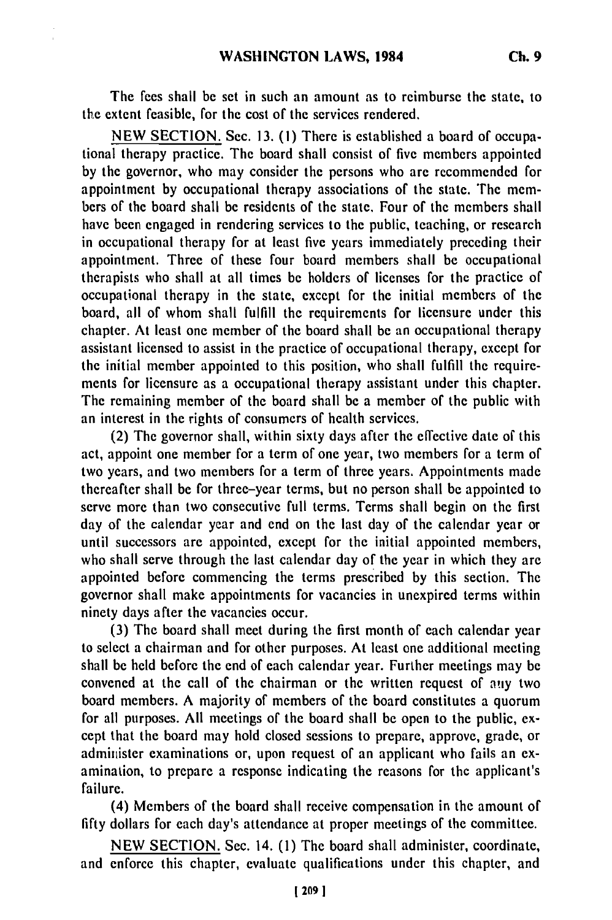The fees shall be set in such an amount as to reimburse the state, to the extent feasible, for the cost of the services rendered.

NEW SECTION. Sec. 13. (1) There is established a board of occupational therapy practice. The board shall consist of five members appointed by the governor, who may consider the persons who are recommended for appointment by occupational therapy associations of the state. The members of the board shall be residents of the state. Four of the members shall have been engaged in rendering services to the public, teaching, or research in occupational therapy for at least five years immediately preceding their appointment. Three of these four board members shall be occupational therapists who shall at all times be holders of licenses for the practice of occupational therapy in the state, except for the initial members of the board, all of whom shall fulfill the requirements for licensure under this chapter. At least one member of the board shall be an occupational therapy assistant licensed to assist in the practice of occupational therapy, except for the initial member appointed to this position, who shall fulfill the requirements for licensure as a occupational therapy assistant under this chapter. The remaining member of the board shall be a member of the public with an interest in the rights of consumers of health services.

(2) The governor shall, within sixty days after the effective date of this act, appoint one member for a term of one year, two members for a term of two years, and two members for a term of three years. Appointments made thereafter shall be for three-year terms, but no person shall be appointed to serve more than two consecutive full terms. Terms shall begin on the first day of the calendar year and end on the last day of the calendar year or until successors are appointed, except for the initial appointed members, who shall serve through the last calendar day of the year in which they are appointed before commencing the terms prescribed by this section. The governor shall make appointments for vacancies in unexpired terms within ninety days after the vacancies occur.

(3) The board shall meet during the first month of each calendar year to select a chairman and for other purposes. At least one additional meeting shall be held before the end of each calendar year. Further meetings may be convened at the call of the chairman or the written request of any two board members. A majority of members of the board constitutes a quorum for all purposes. All meetings of the board shall be open to the public, except that the board may hold closed sessions to prepare, approve, grade, or administer examinations or, upon request of an applicant who fails an examination, to prepare a response indicating the reasons for the applicant's failure.

(4) Members of the board shall receive compensation in the amount of fifty dollars for each day's attendance at proper meetings of the committee.

NEW SECTION. Sec. 14. (1) The board shall administer, coordinate, and enforce this chapter, evaluate qualifications under this chapter, and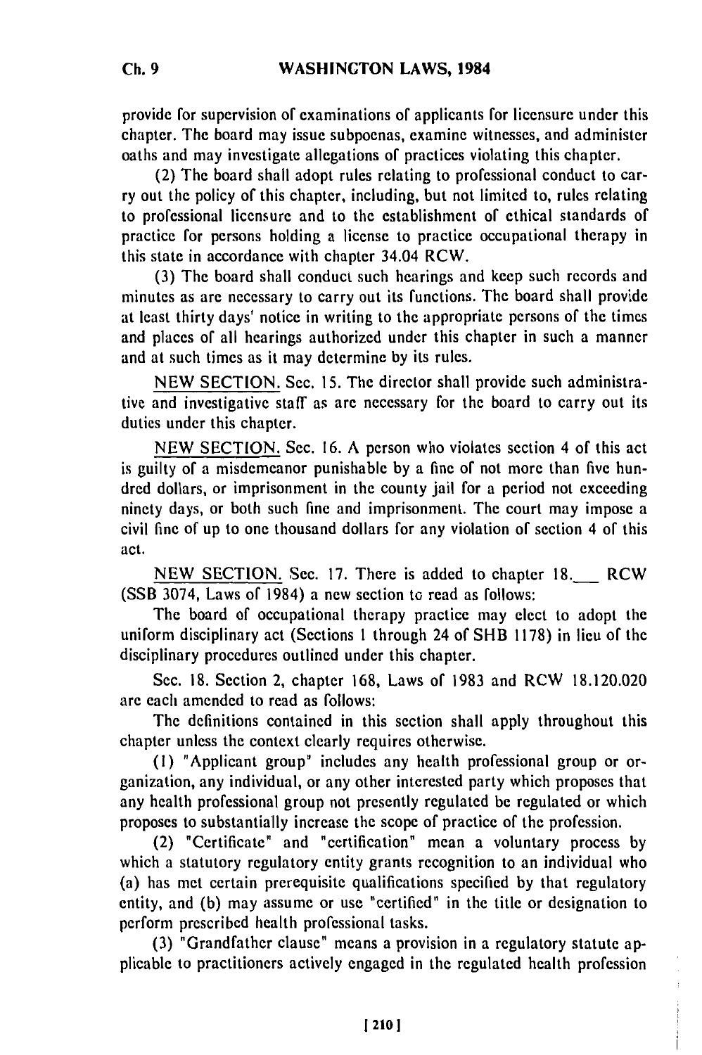provide for supervision of examinations of applicants for licensure under this chapter. The board may issue subpoenas, examine witnesses, and administer oaths and may investigate allegations of practices violating this chapter.

(2) The board shall adopt rules relating to professional conduct to carry out the policy of this chapter, including, but not limited to, rules relating to professional licensure and to the establishment of ethical standards of practice for persons holding a license to practice occupational therapy in this state in accordance with chapter 34.04 RCW.

(3) The board shall conduct such hearings and keep such records and minutes as are necessary to carry out its functions. The board shall provide at least thirty days' notice in writing to the appropriate persons of the times and places of all hearings authorized under this chapter in such a manner and at such times as it may determine by its rules.

NEW SECTION. Sec. 15. The director shall provide such administrative and investigative staff as are necessary for the board to carry out its duties under this chapter.

NEW SECTION. Sec. 16. A person who violates section 4 of this act is guilty of a misdemeanor punishable by a fine of not more than five hundred dollars, or imprisonment in the county jail for a period not exceeding ninety days, or both such fine and imprisonment. The court may impose a civil fine of up to one thousand dollars for any violation of section 4 of this act.

NEW SECTION. Sec. 17. There is added to chapter 18.\_\_\_ RCW (SSB 3074, Laws of 1984) a new section to read as follows:

The board of occupational therapy practice may elect to adopt the uniform disciplinary act (Sections 1 through 24 of SHB 1178) in lieu of the disciplinary procedures outlined under this chapter.

Sec. 18. Section 2, chapter 168, Laws of 1983 and RCW 18.120.020 are each amended to read as follows:

The definitions contained in this section shall apply throughout this chapter unless the context clearly requires otherwise.

(1) "Applicant group" includes any health professional group or organization, any individual, or any other interested party which proposes that any health professional group not presently regulated be regulated or which proposes to substantially increase the scope of practice of the profession.

(2) "Certificate" and "certification" mean a voluntary process by which a statutory regulatory entity grants recognition to an individual who (a) has met certain prerequisite qualifications specified by that regulatory entity, and (b) may assume or use "certified" in the title or designation to perform prescribed health professional tasks.

(3) "Grandfather clause" means a provision in a regulatory statute applicable to practitioners actively engaged in the regulated health profession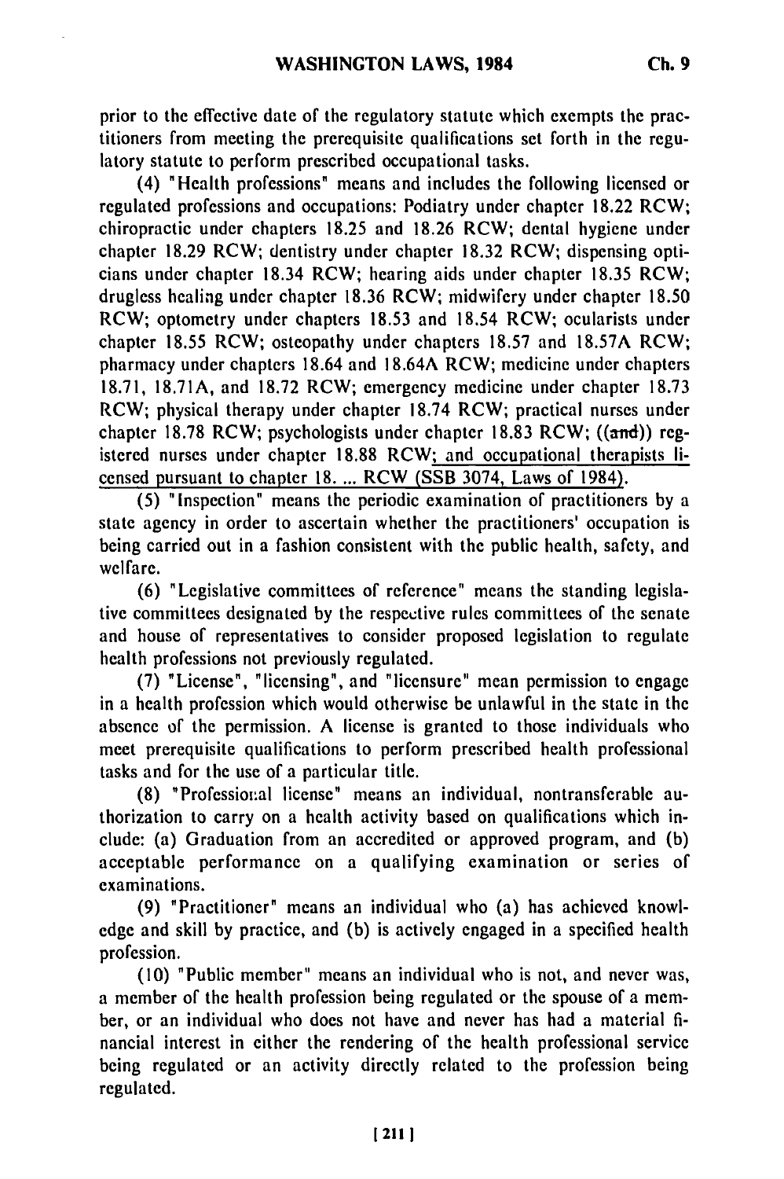prior to the effective date of the regulatory statute which exempts the practitioners from meeting the prerequisite qualifications set forth in the regulatory statute to perform prescribed occupational tasks.

(4) "Health professions" means and includes the following licensed or regulated professions and occupations: Podiatry under chapter 18.22 RCW; chiropractic under chapters 18.25 and 18.26 RCW; dental hygiene under chapter 18.29 RCW; dentistry under chapter 18.32 RCW; dispensing opticians under chapter 18.34 RCW; hearing aids under chapter 18.35 RCW; drugless healing under chapter 18.36 RCW; midwifery under chapter 18.50 RCW; optometry under chapters 18.53 and 18.54 RCW; ocularists under chapter 18.55 RCW; osteopathy under chapters 18.57 and 18.57A RCW; pharmacy under chapters 18.64 and 18.64A RCW; medicine under chapters 18.71, 18.71A, and 18.72 RCW; emergency medicine under chapter 18.73 RCW; physical therapy under chapter 18.74 RCW; practical nurses under chapter 18.78 RCW; psychologists under chapter 18.83 RCW; ((~~and~~)) registered nurses under chapter 18.88 RCW; <u>and occupational therapists licensed pursuant to chapter 18. ... RCW (SSB 3074, Laws of 1984).</u>

(5) "Inspection" means the periodic examination of practitioners by a state agency in order to ascertain whether the practitioners' occupation is being carried out in a fashion consistent with the public health, safety, and welfare.

(6) "Legislative committees of reference" means the standing legislative committees designated by the respective rules committees of the senate and house of representatives to consider proposed legislation to regulate health professions not previously regulated.

(7) "License", "licensing", and "licensure" mean permission to engage in a health profession which would otherwise be unlawful in the state in the absence of the permission. A license is granted to those individuals who meet prerequisite qualifications to perform prescribed health professional tasks and for the use of a particular title.

(8) "Professional license" means an individual, nontransferable authorization to carry on a health activity based on qualifications which include: (a) Graduation from an accredited or approved program, and (b) acceptable performance on a qualifying examination or series of examinations.

(9) "Practitioner" means an individual who (a) has achieved knowledge and skill by practice, and (b) is actively engaged in a specified health profession.

(10) "Public member" means an individual who is not, and never was, a member of the health profession being regulated or the spouse of a member, or an individual who does not have and never has had a material financial interest in either the rendering of the health professional service being regulated or an activity directly related to the profession being regulated.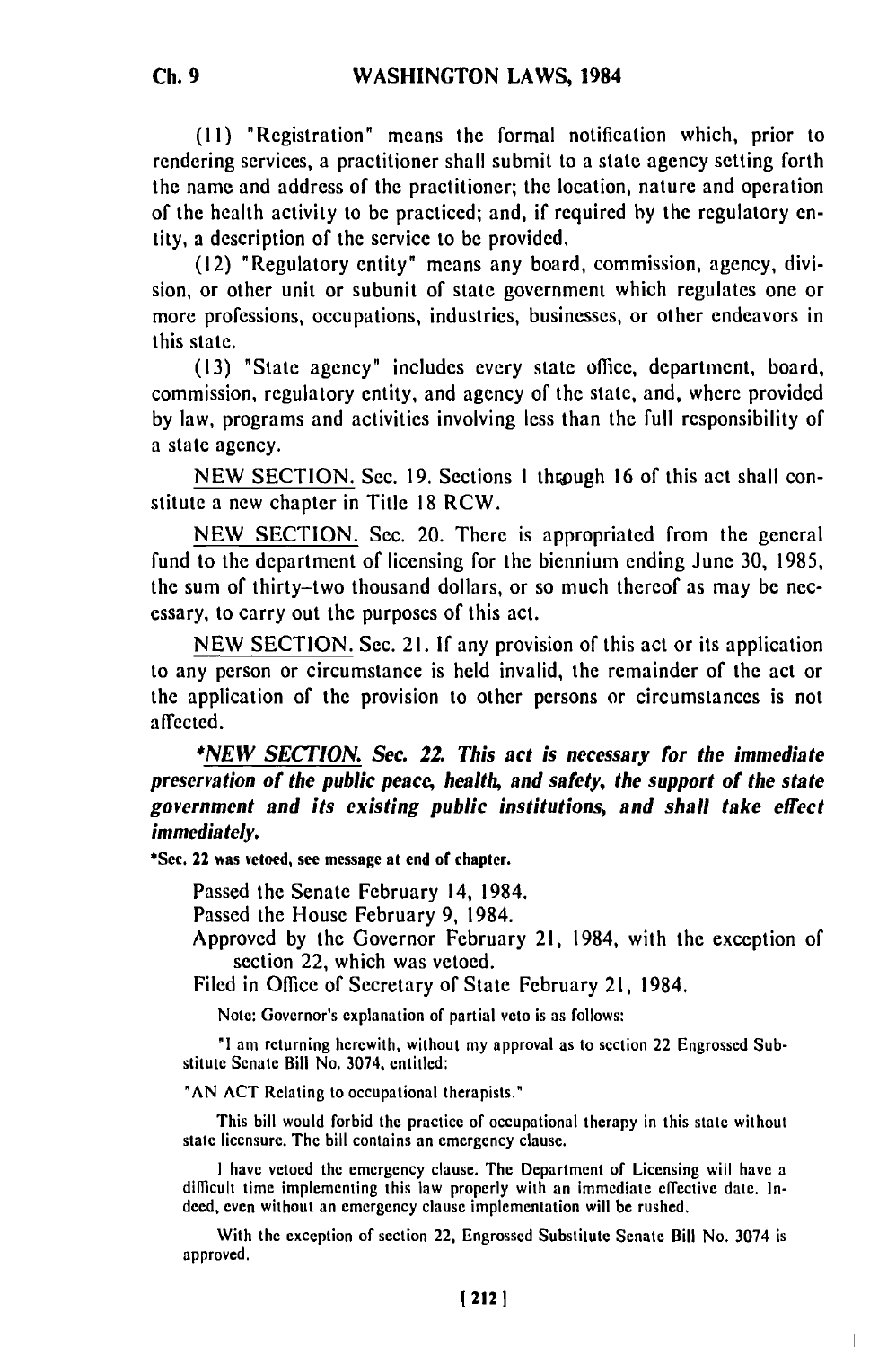(11) "Registration" means the formal notification which, prior to rendering services, a practitioner shall submit to a state agency setting forth the name and address of the practitioner; the location, nature and operation of the health activity to be practiced; and, if required by the regulatory entity, a description of the service to be provided.

(12) "Regulatory entity" means any board, commission, agency, division, or other unit or subunit of state government which regulates one or more professions, occupations, industries, businesses, or other endeavors in this state.

(13) "State agency" includes every state office, department, board, commission, regulatory entity, and agency of the state, and, where provided by law, programs and activities involving less than the full responsibility of a state agency.

NEW SECTION. Sec. 19. Sections 1 through 16 of this act shall constitute a new chapter in Title 18 RCW.

NEW SECTION. Sec. 20. There is appropriated from the general fund to the department of licensing for the biennium ending June 30, 1985, the sum of thirty-two thousand dollars, or so much thereof as may be necessary, to carry out the purposes of this act.

NEW SECTION. Sec. 21. If any provision of this act or its application to any person or circumstance is held invalid, the remainder of the act or the application of the provision to other persons or circumstances is not affected.

***NEW SECTION. Sec. 22. This act is necessary for the immediate preservation of the public peace, health, and safety, the support of the state government and its existing public institutions, and shall take effect immediately.***

*Sec. 22 was vetoed, see message at end of chapter.

Passed the Senate February 14, 1984.

Passed the House February 9, 1984.

Approved by the Governor February 21, 1984, with the exception of section 22, which was vetoed.

Filed in Office of Secretary of State February 21, 1984.

Note: Governor's explanation of partial veto is as follows:

"I am returning herewith, without my approval as to section 22 Engrossed Substitute Senate Bill No. 3074, entitled:

"AN ACT Relating to occupational therapists."

This bill would forbid the practice of occupational therapy in this state without state licensure. The bill contains an emergency clause.

I have vetoed the emergency clause. The Department of Licensing will have a difficult time implementing this law properly with an immediate effective date. Indeed, even without an emergency clause implementation will be rushed.

With the exception of section 22, Engrossed Substitute Senate Bill No. 3074 is approved.